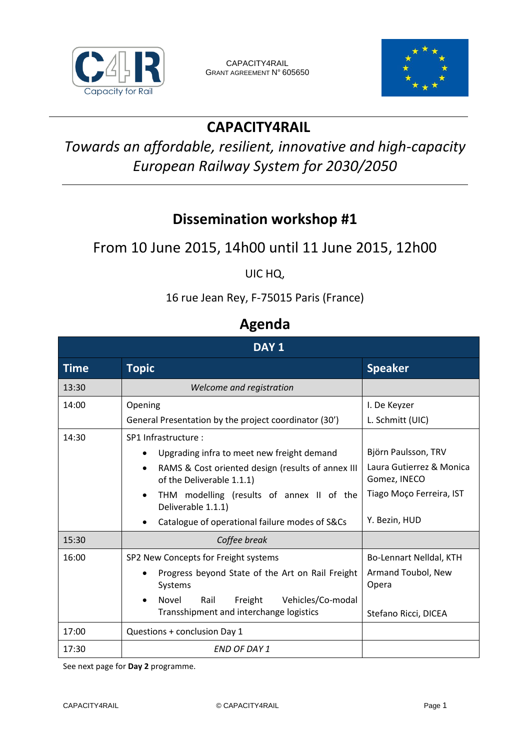CAPACITY4RAIL
GRANT AGREEMENT N° 605650

# CAPACITY4RAIL

*Towards an affordable, resilient, innovative and high-capacity European Railway System for 2030/2050*

## Dissemination workshop #1

From 10 June 2015, 14h00 until 11 June 2015, 12h00

UIC HQ,

16 rue Jean Rey, F-75015 Paris (France)

## Agenda

| DAY 1 | | |
|---|---|---|
| **Time** | **Topic** | **Speaker** |
| 13:30 | *Welcome and registration* | |
| 14:00 | Opening<br>General Presentation by the project coordinator (30') | I. De Keyzer<br>L. Schmitt (UIC) |
| 14:30 | SP1 Infrastructure :<br>• Upgrading infra to meet new freight demand<br>• RAMS & Cost oriented design (results of annex III of the Deliverable 1.1.1)<br>• THM modelling (results of annex II of the Deliverable 1.1.1)<br>• Catalogue of operational failure modes of S&Cs | Björn Paulsson, TRV<br>Laura Gutierrez & Monica Gomez, INECO<br>Tiago Moço Ferreira, IST<br>Y. Bezin, HUD |
| 15:30 | *Coffee break* | |
| 16:00 | SP2 New Concepts for Freight systems<br>• Progress beyond State of the Art on Rail Freight Systems<br>• Novel Rail Freight Vehicles/Co-modal Transshipment and interchange logistics | Bo-Lennart Nelldal, KTH<br>Armand Toubol, New Opera<br>Stefano Ricci, DICEA |
| 17:00 | Questions + conclusion Day 1 | |
| 17:30 | *END OF DAY 1* | |

See next page for **Day 2** programme.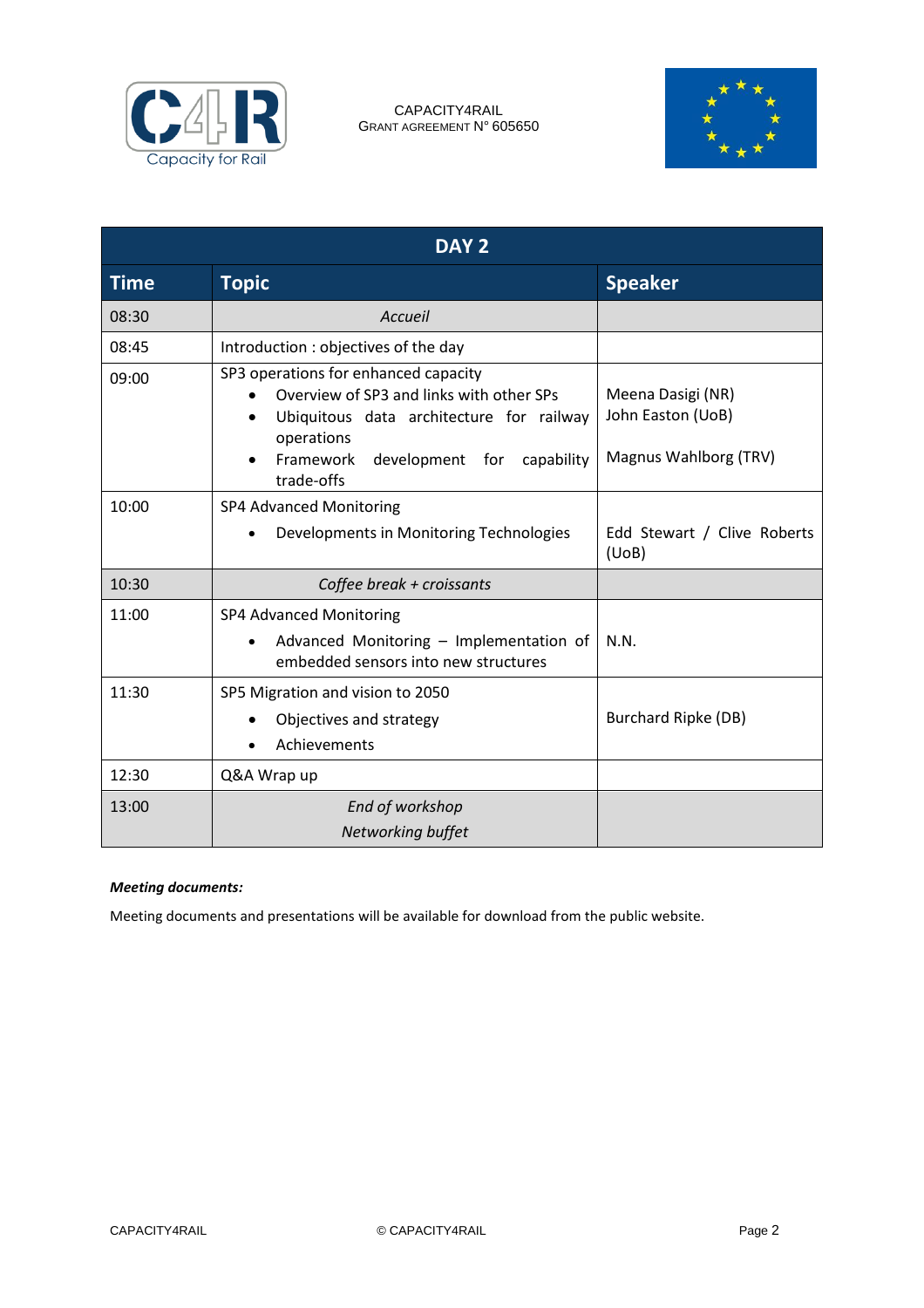| DAY 2 | | |
|---|---|---|
| **Time** | **Topic** | **Speaker** |
| 08:30 | *Accueil* | |
| 08:45 | Introduction : objectives of the day | |
| 09:00 | SP3 operations for enhanced capacity<br>• Overview of SP3 and links with other SPs<br>• Ubiquitous data architecture for railway operations<br>• Framework development for capability trade-offs | Meena Dasigi (NR)<br>John Easton (UoB)<br><br>Magnus Wahlborg (TRV) |
| 10:00 | SP4 Advanced Monitoring<br>• Developments in Monitoring Technologies | Edd Stewart / Clive Roberts (UoB) |
| 10:30 | *Coffee break + croissants* | |
| 11:00 | SP4 Advanced Monitoring<br>• Advanced Monitoring – Implementation of embedded sensors into new structures | N.N. |
| 11:30 | SP5 Migration and vision to 2050<br>• Objectives and strategy<br>• Achievements | Burchard Ripke (DB) |
| 12:30 | Q&A Wrap up | |
| 13:00 | *End of workshop*<br>*Networking buffet* | |

***Meeting documents:***

Meeting documents and presentations will be available for download from the public website.